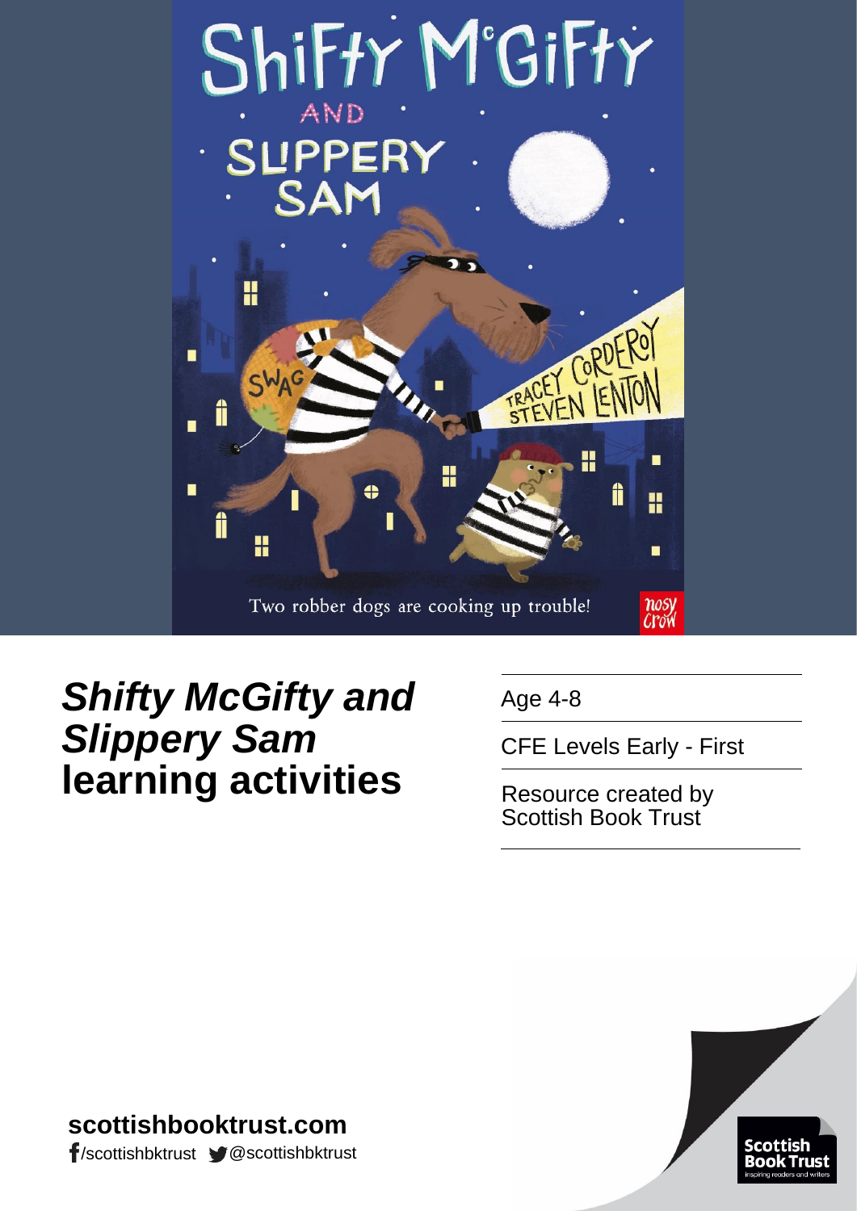# *Shifty McGifty and Slippery Sam* learning activities

Age 4-8

CFE Levels Early - First

Resource created by Scottish Book Trust

**scottishbooktrust.com**

/scottishbktrust @scottishbktrust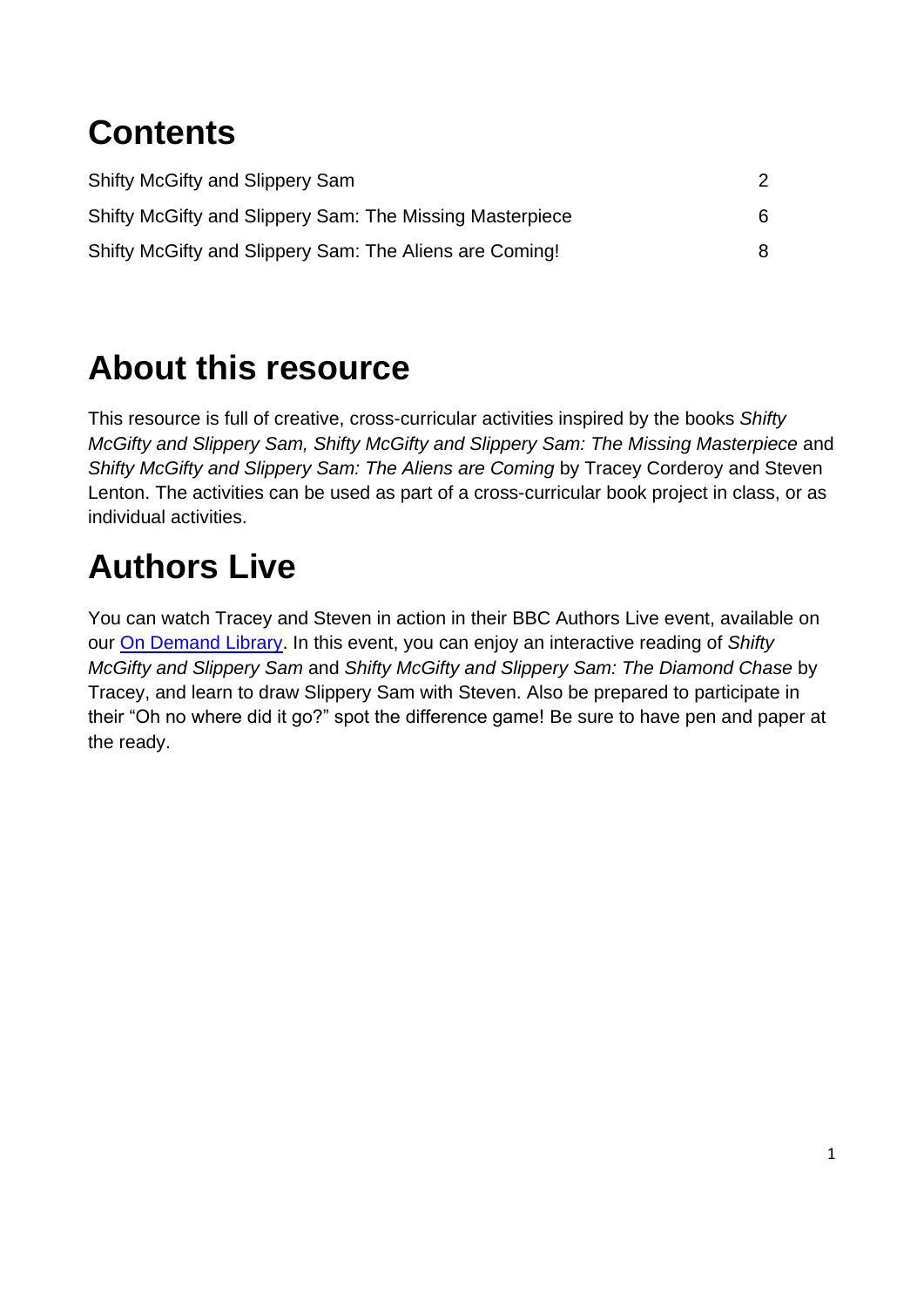# Contents

| | |
|---|---|
| Shifty McGifty and Slippery Sam | 2 |
| Shifty McGifty and Slippery Sam: The Missing Masterpiece | 6 |
| Shifty McGifty and Slippery Sam: The Aliens are Coming! | 8 |

# About this resource

This resource is full of creative, cross-curricular activities inspired by the books *Shifty McGifty and Slippery Sam, Shifty McGifty and Slippery Sam: The Missing Masterpiece* and *Shifty McGifty and Slippery Sam: The Aliens are Coming* by Tracey Corderoy and Steven Lenton. The activities can be used as part of a cross-curricular book project in class, or as individual activities.

# Authors Live

You can watch Tracey and Steven in action in their BBC Authors Live event, available on our On Demand Library. In this event, you can enjoy an interactive reading of *Shifty McGifty and Slippery Sam* and *Shifty McGifty and Slippery Sam: The Diamond Chase* by Tracey, and learn to draw Slippery Sam with Steven. Also be prepared to participate in their "Oh no where did it go?" spot the difference game! Be sure to have pen and paper at the ready.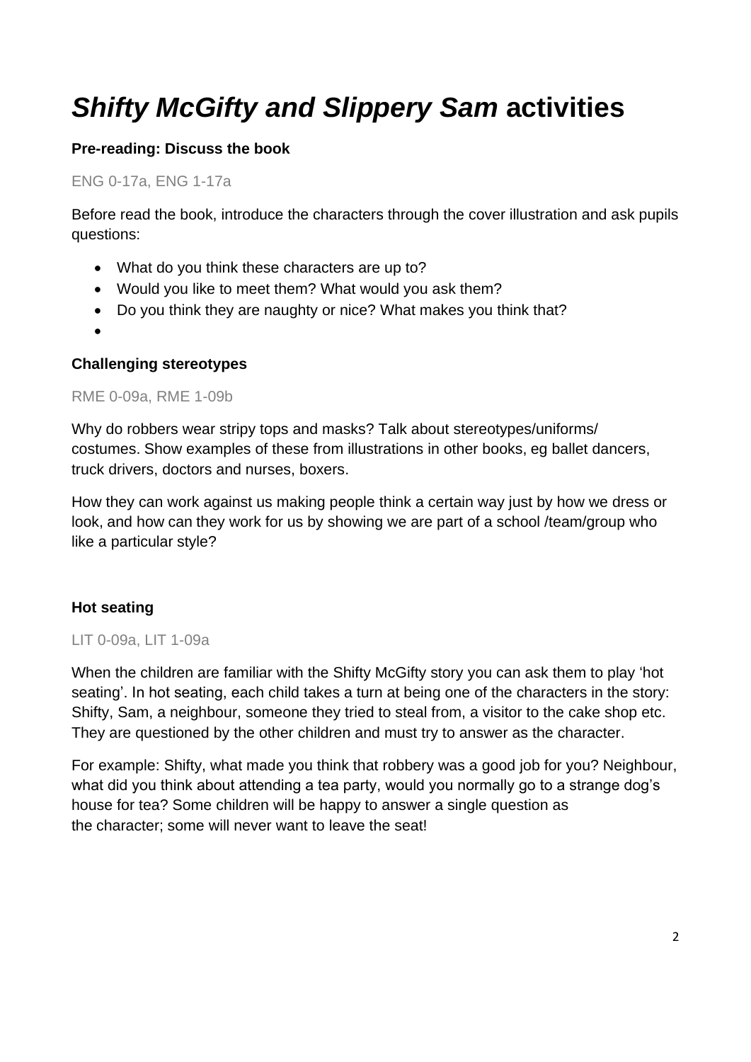# *Shifty McGifty and Slippery Sam* activities

**Pre-reading: Discuss the book**

ENG 0-17a, ENG 1-17a

Before read the book, introduce the characters through the cover illustration and ask pupils questions:

- What do you think these characters are up to?
- Would you like to meet them? What would you ask them?
- Do you think they are naughty or nice? What makes you think that?
-

**Challenging stereotypes**

RME 0-09a, RME 1-09b

Why do robbers wear stripy tops and masks? Talk about stereotypes/uniforms/ costumes. Show examples of these from illustrations in other books, eg ballet dancers, truck drivers, doctors and nurses, boxers.

How they can work against us making people think a certain way just by how we dress or look, and how can they work for us by showing we are part of a school /team/group who like a particular style?

**Hot seating**

LIT 0-09a, LIT 1-09a

When the children are familiar with the Shifty McGifty story you can ask them to play 'hot seating'. In hot seating, each child takes a turn at being one of the characters in the story: Shifty, Sam, a neighbour, someone they tried to steal from, a visitor to the cake shop etc. They are questioned by the other children and must try to answer as the character.

For example: Shifty, what made you think that robbery was a good job for you? Neighbour, what did you think about attending a tea party, would you normally go to a strange dog's house for tea? Some children will be happy to answer a single question as the character; some will never want to leave the seat!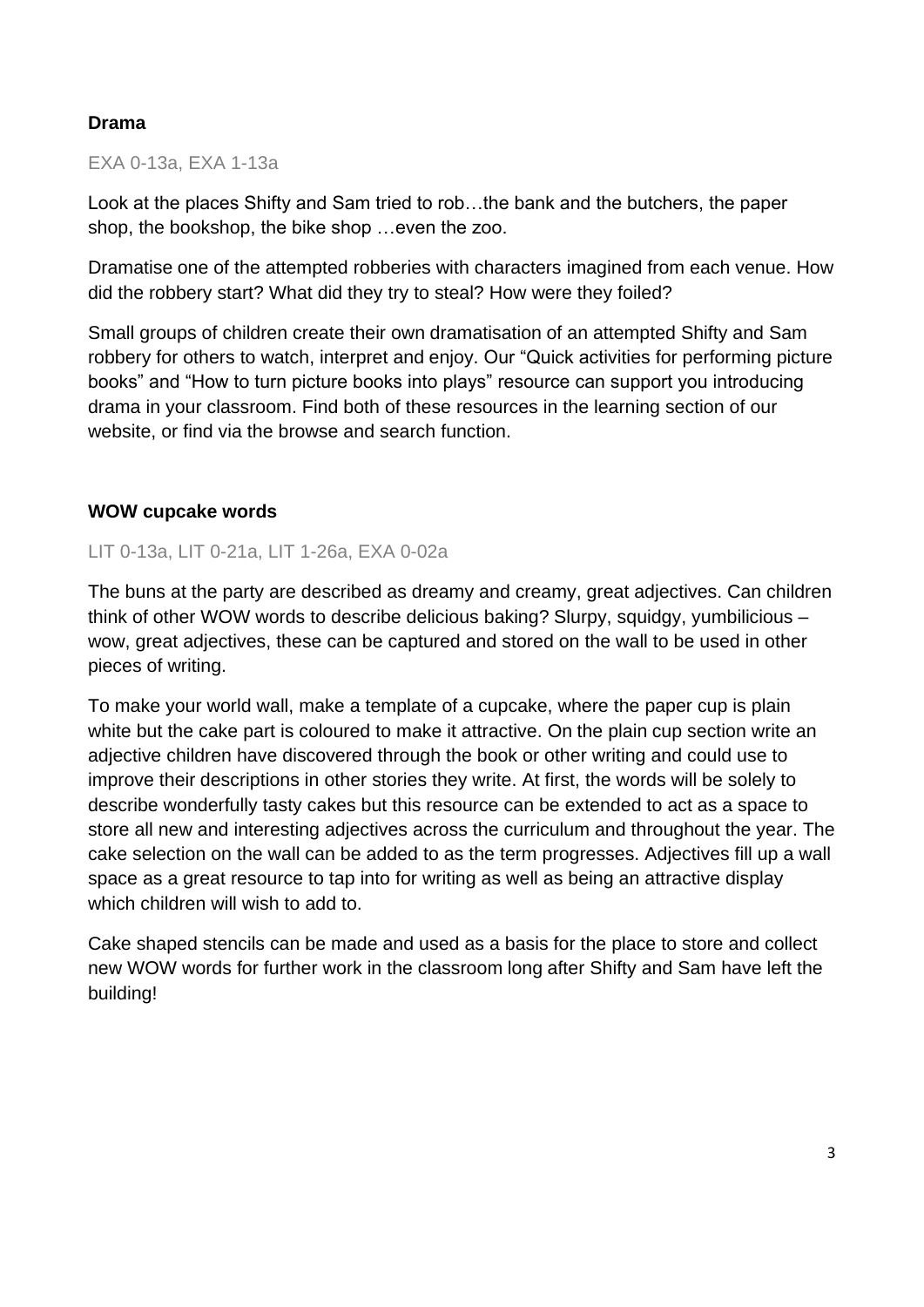### Drama

EXA 0-13a, EXA 1-13a

Look at the places Shifty and Sam tried to rob…the bank and the butchers, the paper shop, the bookshop, the bike shop …even the zoo.

Dramatise one of the attempted robberies with characters imagined from each venue. How did the robbery start? What did they try to steal? How were they foiled?

Small groups of children create their own dramatisation of an attempted Shifty and Sam robbery for others to watch, interpret and enjoy. Our "Quick activities for performing picture books" and "How to turn picture books into plays" resource can support you introducing drama in your classroom. Find both of these resources in the learning section of our website, or find via the browse and search function.

### WOW cupcake words

LIT 0-13a, LIT 0-21a, LIT 1-26a, EXA 0-02a

The buns at the party are described as dreamy and creamy, great adjectives. Can children think of other WOW words to describe delicious baking? Slurpy, squidgy, yumbilicious – wow, great adjectives, these can be captured and stored on the wall to be used in other pieces of writing.

To make your world wall, make a template of a cupcake, where the paper cup is plain white but the cake part is coloured to make it attractive. On the plain cup section write an adjective children have discovered through the book or other writing and could use to improve their descriptions in other stories they write. At first, the words will be solely to describe wonderfully tasty cakes but this resource can be extended to act as a space to store all new and interesting adjectives across the curriculum and throughout the year. The cake selection on the wall can be added to as the term progresses. Adjectives fill up a wall space as a great resource to tap into for writing as well as being an attractive display which children will wish to add to.

Cake shaped stencils can be made and used as a basis for the place to store and collect new WOW words for further work in the classroom long after Shifty and Sam have left the building!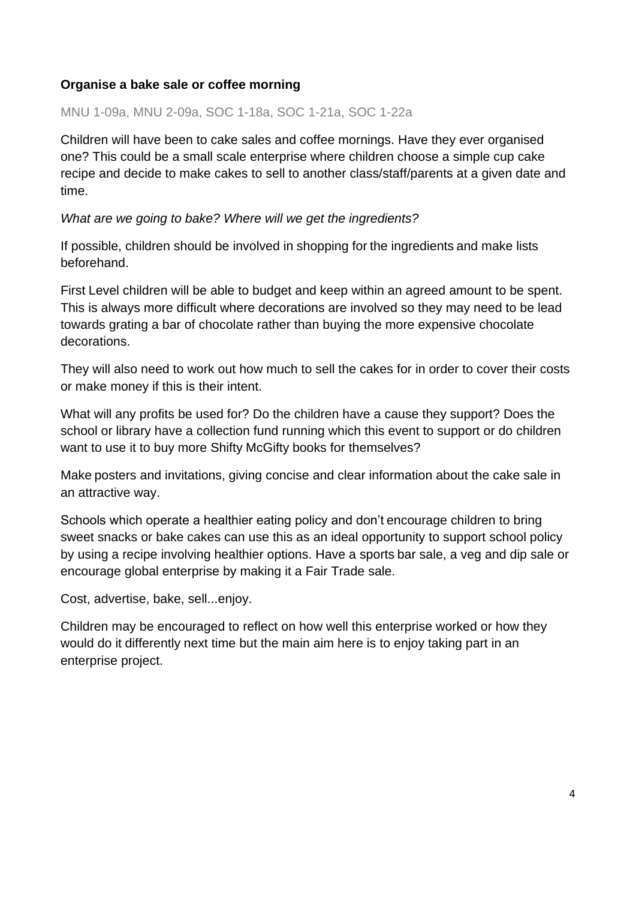**Organise a bake sale or coffee morning**

MNU 1-09a, MNU 2-09a, SOC 1-18a, SOC 1-21a, SOC 1-22a

Children will have been to cake sales and coffee mornings. Have they ever organised one? This could be a small scale enterprise where children choose a simple cup cake recipe and decide to make cakes to sell to another class/staff/parents at a given date and time.

*What are we going to bake? Where will we get the ingredients?*

If possible, children should be involved in shopping for the ingredients and make lists beforehand.

First Level children will be able to budget and keep within an agreed amount to be spent. This is always more difficult where decorations are involved so they may need to be lead towards grating a bar of chocolate rather than buying the more expensive chocolate decorations.

They will also need to work out how much to sell the cakes for in order to cover their costs or make money if this is their intent.

What will any profits be used for? Do the children have a cause they support? Does the school or library have a collection fund running which this event to support or do children want to use it to buy more Shifty McGifty books for themselves?

Make posters and invitations, giving concise and clear information about the cake sale in an attractive way.

Schools which operate a healthier eating policy and don't encourage children to bring sweet snacks or bake cakes can use this as an ideal opportunity to support school policy by using a recipe involving healthier options. Have a sports bar sale, a veg and dip sale or encourage global enterprise by making it a Fair Trade sale.

Cost, advertise, bake, sell...enjoy.

Children may be encouraged to reflect on how well this enterprise worked or how they would do it differently next time but the main aim here is to enjoy taking part in an enterprise project.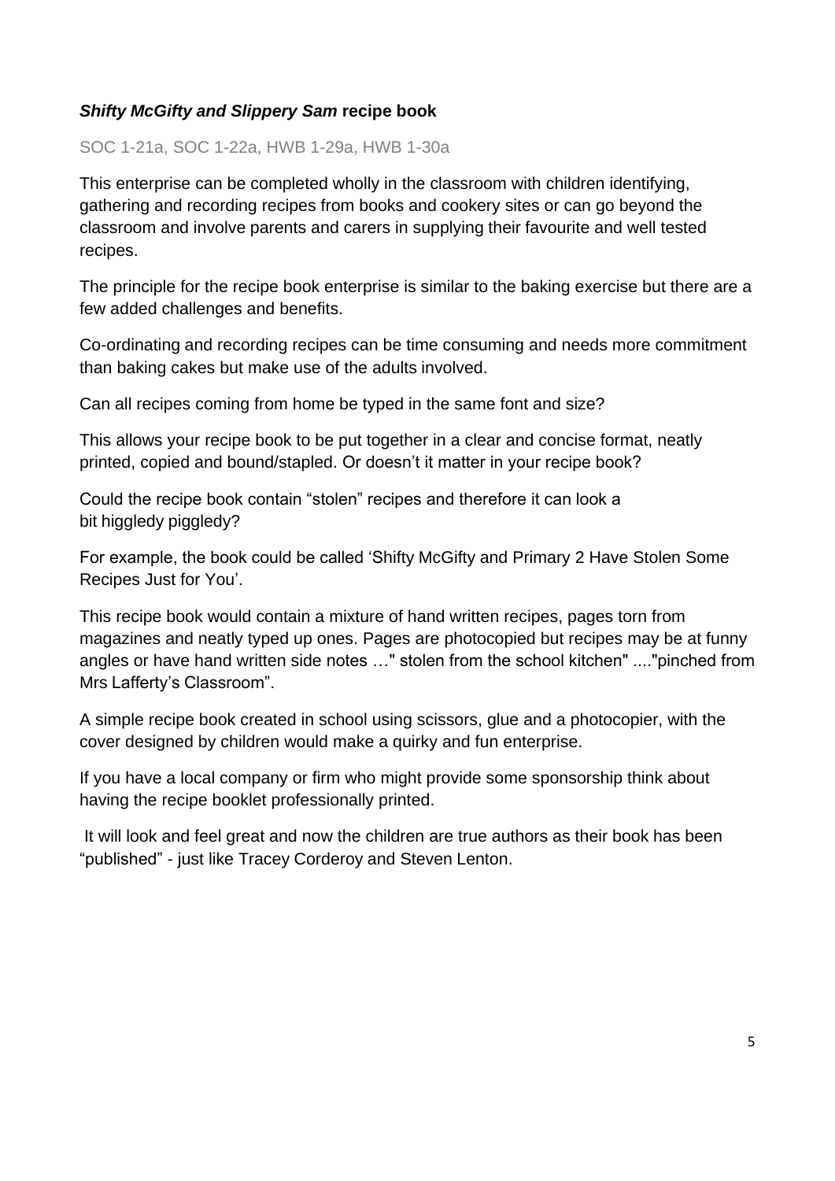### ***Shifty McGifty and Slippery Sam*** **recipe book**

SOC 1-21a, SOC 1-22a, HWB 1-29a, HWB 1-30a

This enterprise can be completed wholly in the classroom with children identifying, gathering and recording recipes from books and cookery sites or can go beyond the classroom and involve parents and carers in supplying their favourite and well tested recipes.

The principle for the recipe book enterprise is similar to the baking exercise but there are a few added challenges and benefits.

Co-ordinating and recording recipes can be time consuming and needs more commitment than baking cakes but make use of the adults involved.

Can all recipes coming from home be typed in the same font and size?

This allows your recipe book to be put together in a clear and concise format, neatly printed, copied and bound/stapled. Or doesn't it matter in your recipe book?

Could the recipe book contain "stolen" recipes and therefore it can look a bit higgledy piggledy?

For example, the book could be called 'Shifty McGifty and Primary 2 Have Stolen Some Recipes Just for You'.

This recipe book would contain a mixture of hand written recipes, pages torn from magazines and neatly typed up ones. Pages are photocopied but recipes may be at funny angles or have hand written side notes …" stolen from the school kitchen" ...."pinched from Mrs Lafferty's Classroom".

A simple recipe book created in school using scissors, glue and a photocopier, with the cover designed by children would make a quirky and fun enterprise.

If you have a local company or firm who might provide some sponsorship think about having the recipe booklet professionally printed.

It will look and feel great and now the children are true authors as their book has been "published" - just like Tracey Corderoy and Steven Lenton.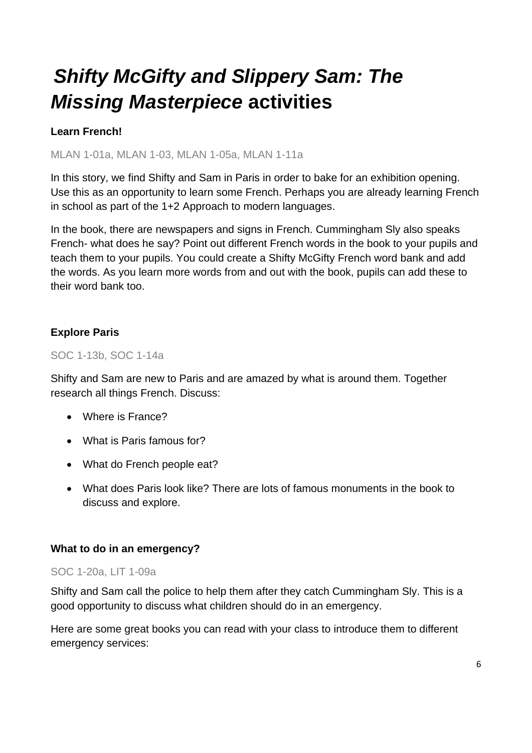# *Shifty McGifty and Slippery Sam: The Missing Masterpiece* activities

**Learn French!**

MLAN 1-01a, MLAN 1-03, MLAN 1-05a, MLAN 1-11a

In this story, we find Shifty and Sam in Paris in order to bake for an exhibition opening. Use this as an opportunity to learn some French. Perhaps you are already learning French in school as part of the 1+2 Approach to modern languages.

In the book, there are newspapers and signs in French. Cummingham Sly also speaks French- what does he say? Point out different French words in the book to your pupils and teach them to your pupils. You could create a Shifty McGifty French word bank and add the words. As you learn more words from and out with the book, pupils can add these to their word bank too.

**Explore Paris**

SOC 1-13b, SOC 1-14a

Shifty and Sam are new to Paris and are amazed by what is around them. Together research all things French. Discuss:

- Where is France?
- What is Paris famous for?
- What do French people eat?
- What does Paris look like? There are lots of famous monuments in the book to discuss and explore.

**What to do in an emergency?**

SOC 1-20a, LIT 1-09a

Shifty and Sam call the police to help them after they catch Cummingham Sly. This is a good opportunity to discuss what children should do in an emergency.

Here are some great books you can read with your class to introduce them to different emergency services: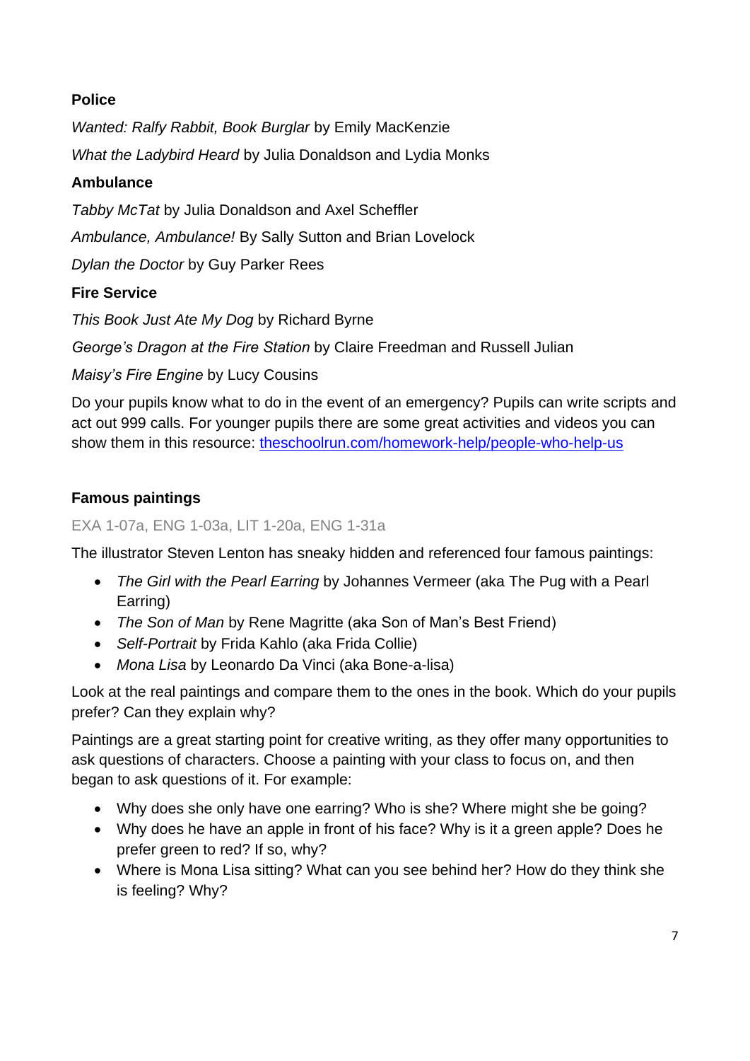**Police**

*Wanted: Ralfy Rabbit, Book Burglar* by Emily MacKenzie

*What the Ladybird Heard* by Julia Donaldson and Lydia Monks

**Ambulance**

*Tabby McTat* by Julia Donaldson and Axel Scheffler

*Ambulance, Ambulance!* By Sally Sutton and Brian Lovelock

*Dylan the Doctor* by Guy Parker Rees

**Fire Service**

*This Book Just Ate My Dog* by Richard Byrne

*George's Dragon at the Fire Station* by Claire Freedman and Russell Julian

*Maisy's Fire Engine* by Lucy Cousins

Do your pupils know what to do in the event of an emergency? Pupils can write scripts and act out 999 calls. For younger pupils there are some great activities and videos you can show them in this resource: [theschoolrun.com/homework-help/people-who-help-us](theschoolrun.com/homework-help/people-who-help-us)

**Famous paintings**

EXA 1-07a, ENG 1-03a, LIT 1-20a, ENG 1-31a

The illustrator Steven Lenton has sneaky hidden and referenced four famous paintings:

- *The Girl with the Pearl Earring* by Johannes Vermeer (aka The Pug with a Pearl Earring)
- *The Son of Man* by Rene Magritte (aka Son of Man's Best Friend)
- *Self-Portrait* by Frida Kahlo (aka Frida Collie)
- *Mona Lisa* by Leonardo Da Vinci (aka Bone-a-lisa)

Look at the real paintings and compare them to the ones in the book. Which do your pupils prefer? Can they explain why?

Paintings are a great starting point for creative writing, as they offer many opportunities to ask questions of characters. Choose a painting with your class to focus on, and then began to ask questions of it. For example:

- Why does she only have one earring? Who is she? Where might she be going?
- Why does he have an apple in front of his face? Why is it a green apple? Does he prefer green to red? If so, why?
- Where is Mona Lisa sitting? What can you see behind her? How do they think she is feeling? Why?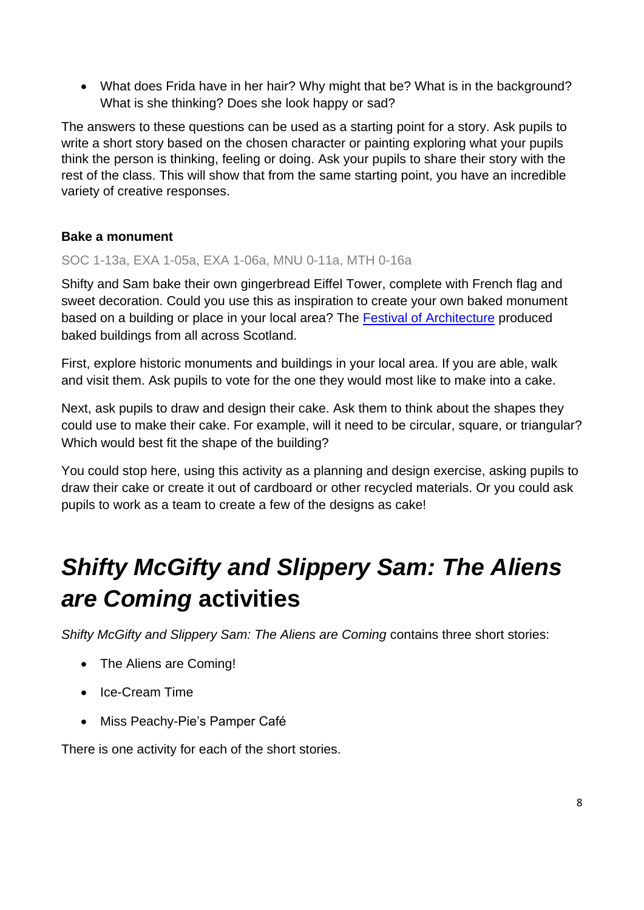- What does Frida have in her hair? Why might that be? What is in the background? What is she thinking? Does she look happy or sad?

The answers to these questions can be used as a starting point for a story. Ask pupils to write a short story based on the chosen character or painting exploring what your pupils think the person is thinking, feeling or doing. Ask your pupils to share their story with the rest of the class. This will show that from the same starting point, you have an incredible variety of creative responses.

### Bake a monument

SOC 1-13a, EXA 1-05a, EXA 1-06a, MNU 0-11a, MTH 0-16a

Shifty and Sam bake their own gingerbread Eiffel Tower, complete with French flag and sweet decoration. Could you use this as inspiration to create your own baked monument based on a building or place in your local area? The [Festival of Architecture] produced baked buildings from all across Scotland.

First, explore historic monuments and buildings in your local area. If you are able, walk and visit them. Ask pupils to vote for the one they would most like to make into a cake.

Next, ask pupils to draw and design their cake. Ask them to think about the shapes they could use to make their cake. For example, will it need to be circular, square, or triangular? Which would best fit the shape of the building?

You could stop here, using this activity as a planning and design exercise, asking pupils to draw their cake or create it out of cardboard or other recycled materials. Or you could ask pupils to work as a team to create a few of the designs as cake!

# *Shifty McGifty and Slippery Sam: The Aliens are Coming* activities

*Shifty McGifty and Slippery Sam: The Aliens are Coming* contains three short stories:

- The Aliens are Coming!
- Ice-Cream Time
- Miss Peachy-Pie's Pamper Café

There is one activity for each of the short stories.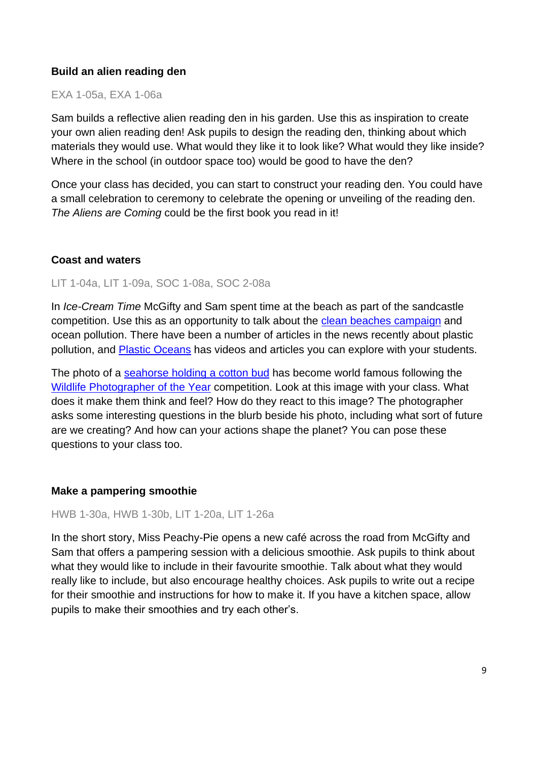### Build an alien reading den

EXA 1-05a, EXA 1-06a

Sam builds a reflective alien reading den in his garden. Use this as inspiration to create your own alien reading den! Ask pupils to design the reading den, thinking about which materials they would use. What would they like it to look like? What would they like inside? Where in the school (in outdoor space too) would be good to have the den?

Once your class has decided, you can start to construct your reading den. You could have a small celebration to ceremony to celebrate the opening or unveiling of the reading den. *The Aliens are Coming* could be the first book you read in it!

### Coast and waters

LIT 1-04a, LIT 1-09a, SOC 1-08a, SOC 2-08a

In *Ice-Cream Time* McGifty and Sam spent time at the beach as part of the sandcastle competition. Use this as an opportunity to talk about the clean beaches campaign and ocean pollution. There have been a number of articles in the news recently about plastic pollution, and Plastic Oceans has videos and articles you can explore with your students.

The photo of a seahorse holding a cotton bud has become world famous following the Wildlife Photographer of the Year competition. Look at this image with your class. What does it make them think and feel? How do they react to this image? The photographer asks some interesting questions in the blurb beside his photo, including what sort of future are we creating? And how can your actions shape the planet? You can pose these questions to your class too.

### Make a pampering smoothie

HWB 1-30a, HWB 1-30b, LIT 1-20a, LIT 1-26a

In the short story, Miss Peachy-Pie opens a new café across the road from McGifty and Sam that offers a pampering session with a delicious smoothie. Ask pupils to think about what they would like to include in their favourite smoothie. Talk about what they would really like to include, but also encourage healthy choices. Ask pupils to write out a recipe for their smoothie and instructions for how to make it. If you have a kitchen space, allow pupils to make their smoothies and try each other's.